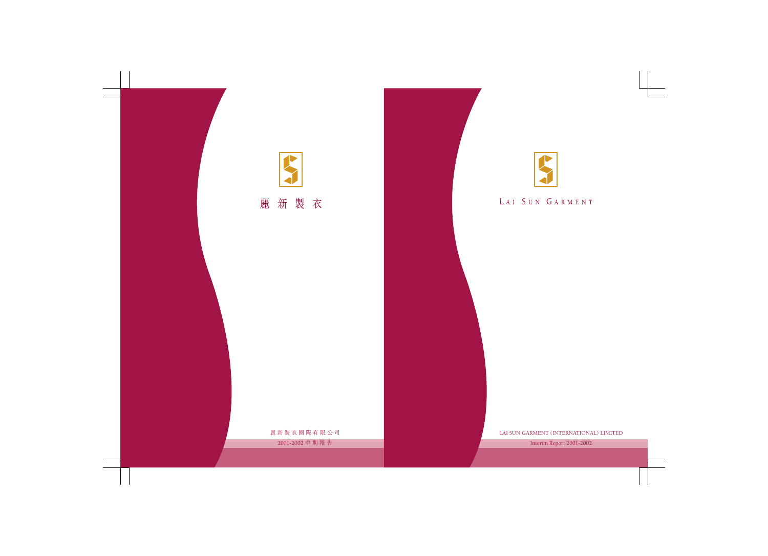麗 新 製 衣

麗新製衣國際有限公司

2001-2002 中期報告

LAI SUN GARMENT

LAI SUN GARMENT (INTERNATIONAL) LIMITED

Interim Report 2001-2002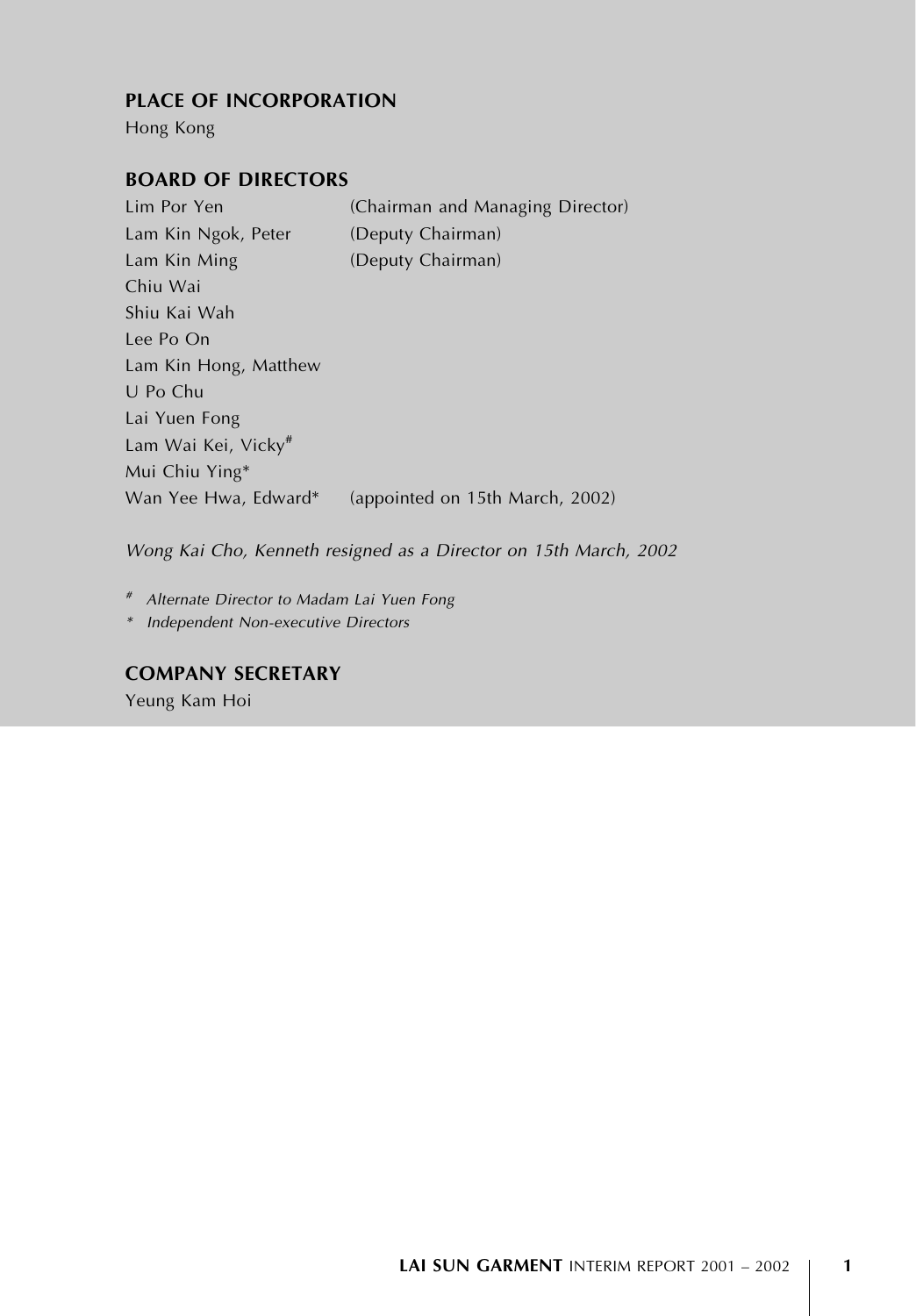## PLACE OF INCORPORATION

Hong Kong

## BOARD OF DIRECTORS

| | |
|---|---|
| Lim Por Yen | (Chairman and Managing Director) |
| Lam Kin Ngok, Peter | (Deputy Chairman) |
| Lam Kin Ming | (Deputy Chairman) |
| Chiu Wai | |
| Shiu Kai Wah | |
| Lee Po On | |
| Lam Kin Hong, Matthew | |
| U Po Chu | |
| Lai Yuen Fong | |
| Lam Wai Kei, Vicky# | |
| Mui Chiu Ying* | |
| Wan Yee Hwa, Edward* | (appointed on 15th March, 2002) |

*Wong Kai Cho, Kenneth resigned as a Director on 15th March, 2002*

*# Alternate Director to Madam Lai Yuen Fong*

*\* Independent Non-executive Directors*

## COMPANY SECRETARY

Yeung Kam Hoi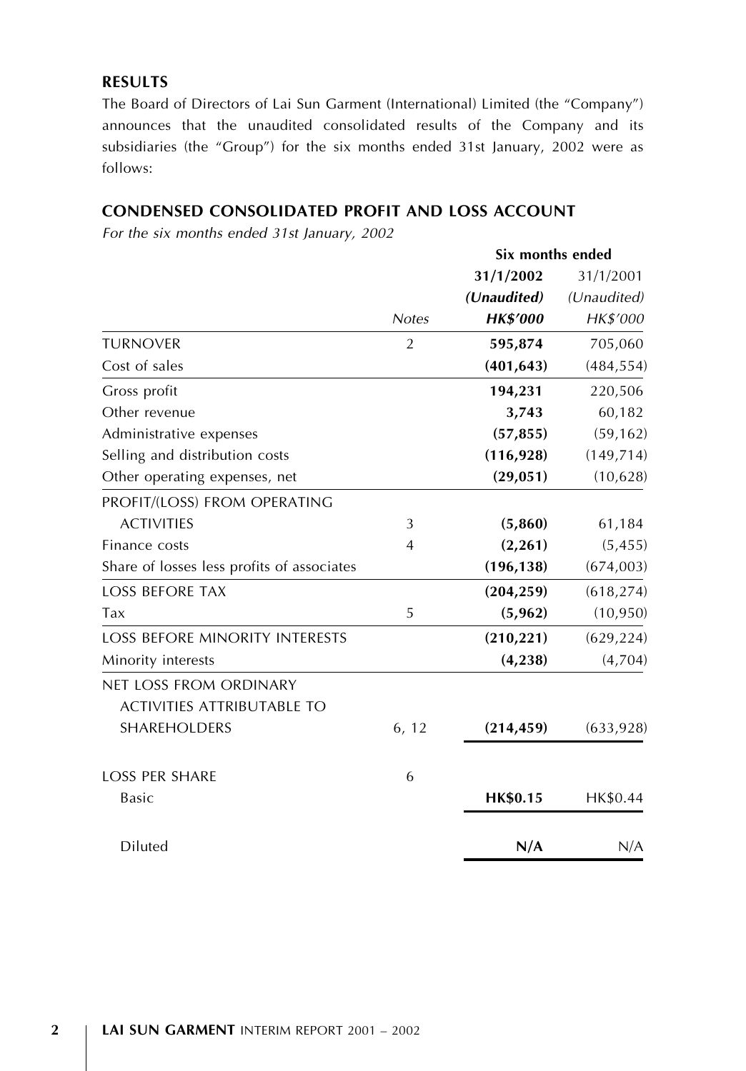## RESULTS

The Board of Directors of Lai Sun Garment (International) Limited (the "Company") announces that the unaudited consolidated results of the Company and its subsidiaries (the "Group") for the six months ended 31st January, 2002 were as follows:

## CONDENSED CONSOLIDATED PROFIT AND LOSS ACCOUNT

*For the six months ended 31st January, 2002*

| | | Six months ended | |
|---|---|---|---|
| | | **31/1/2002** | 31/1/2001 |
| | | ***(Unaudited)*** | *(Unaudited)* |
| | *Notes* | ***HK$'000*** | *HK$'000* |
| TURNOVER | 2 | **595,874** | 705,060 |
| Cost of sales | | **(401,643)** | (484,554) |
| Gross profit | | **194,231** | 220,506 |
| Other revenue | | **3,743** | 60,182 |
| Administrative expenses | | **(57,855)** | (59,162) |
| Selling and distribution costs | | **(116,928)** | (149,714) |
| Other operating expenses, net | | **(29,051)** | (10,628) |
| PROFIT/(LOSS) FROM OPERATING ACTIVITIES | 3 | **(5,860)** | 61,184 |
| Finance costs | 4 | **(2,261)** | (5,455) |
| Share of losses less profits of associates | | **(196,138)** | (674,003) |
| LOSS BEFORE TAX | | **(204,259)** | (618,274) |
| Tax | 5 | **(5,962)** | (10,950) |
| LOSS BEFORE MINORITY INTERESTS | | **(210,221)** | (629,224) |
| Minority interests | | **(4,238)** | (4,704) |
| NET LOSS FROM ORDINARY ACTIVITIES ATTRIBUTABLE TO SHAREHOLDERS | 6, 12 | **(214,459)** | (633,928) |
| LOSS PER SHARE | 6 | | |
| Basic | | **HK$0.15** | HK$0.44 |
| Diluted | | **N/A** | N/A |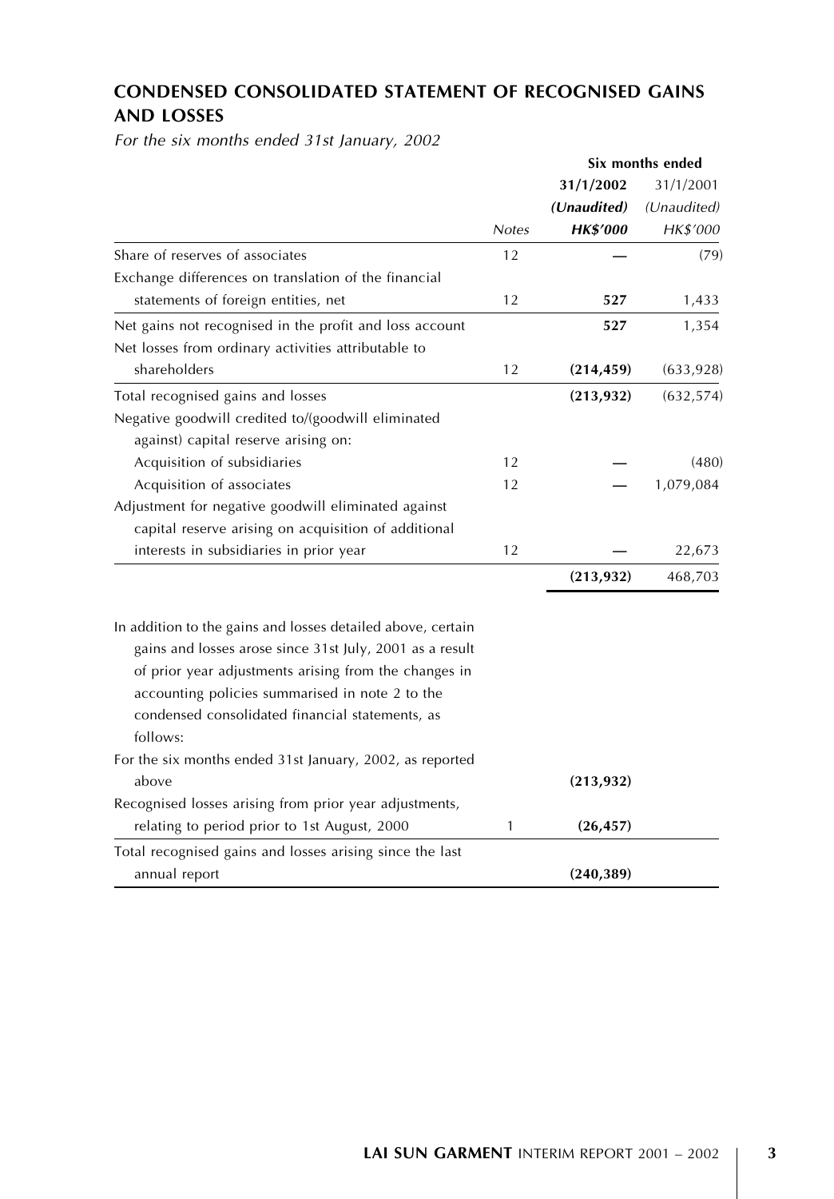## CONDENSED CONSOLIDATED STATEMENT OF RECOGNISED GAINS AND LOSSES

*For the six months ended 31st January, 2002*

| | | Six months ended | |
|---|---|---|---|
| | | **31/1/2002** | 31/1/2001 |
| | | ***(Unaudited)*** | *(Unaudited)* |
| | *Notes* | ***HK$'000*** | *HK$'000* |
| Share of reserves of associates | 12 | — | (79) |
| Exchange differences on translation of the financial statements of foreign entities, net | 12 | **527** | 1,433 |
| Net gains not recognised in the profit and loss account | | **527** | 1,354 |
| Net losses from ordinary activities attributable to shareholders | 12 | **(214,459)** | (633,928) |
| Total recognised gains and losses | | **(213,932)** | (632,574) |
| Negative goodwill credited to/(goodwill eliminated against) capital reserve arising on: | | | |
| Acquisition of subsidiaries | 12 | — | (480) |
| Acquisition of associates | 12 | — | 1,079,084 |
| Adjustment for negative goodwill eliminated against capital reserve arising on acquisition of additional interests in subsidiaries in prior year | 12 | — | 22,673 |
| | | **(213,932)** | 468,703 |

| | | | |
|---|---|---|---|
| In addition to the gains and losses detailed above, certain gains and losses arose since 31st July, 2001 as a result of prior year adjustments arising from the changes in accounting policies summarised in note 2 to the condensed consolidated financial statements, as follows: | | | |
| For the six months ended 31st January, 2002, as reported above | | **(213,932)** | |
| Recognised losses arising from prior year adjustments, relating to period prior to 1st August, 2000 | 1 | **(26,457)** | |
| Total recognised gains and losses arising since the last annual report | | **(240,389)** | |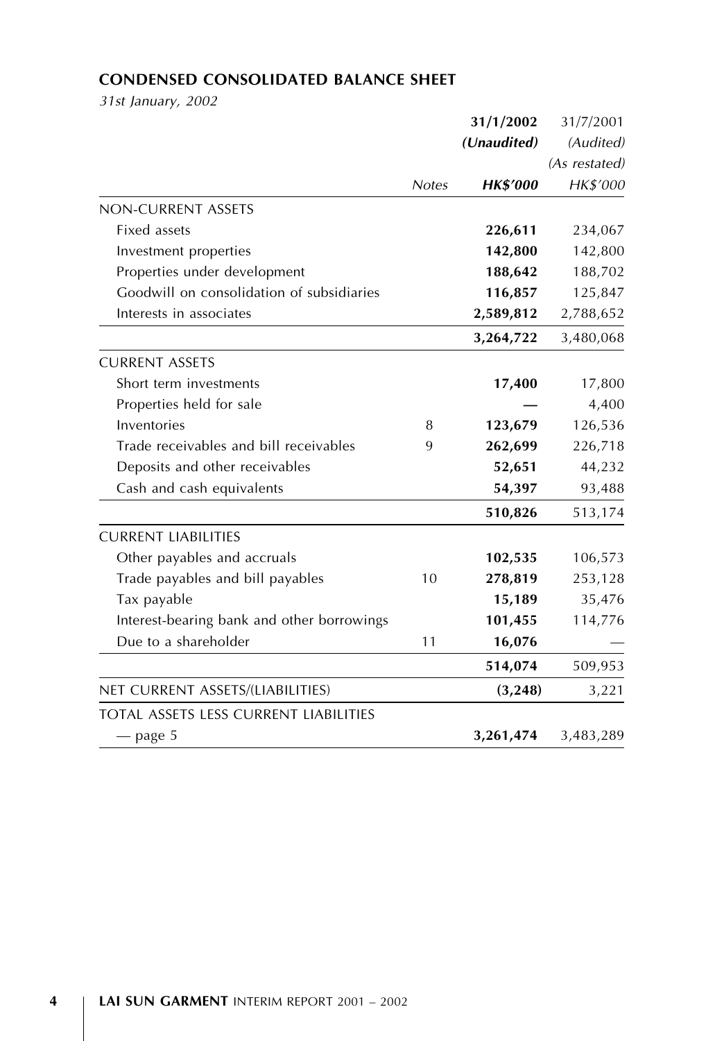## CONDENSED CONSOLIDATED BALANCE SHEET

*31st January, 2002*

| | Notes | **31/1/2002** | 31/7/2001 |
|---|---|---|---|
| | | ***(Unaudited)*** | *(Audited)* |
| | | | *(As restated)* |
| | | ***HK$'000*** | *HK$'000* |
| NON-CURRENT ASSETS | | | |
| Fixed assets | | **226,611** | 234,067 |
| Investment properties | | **142,800** | 142,800 |
| Properties under development | | **188,642** | 188,702 |
| Goodwill on consolidation of subsidiaries | | **116,857** | 125,847 |
| Interests in associates | | **2,589,812** | 2,788,652 |
| | | **3,264,722** | 3,480,068 |
| CURRENT ASSETS | | | |
| Short term investments | | **17,400** | 17,800 |
| Properties held for sale | | **—** | 4,400 |
| Inventories | 8 | **123,679** | 126,536 |
| Trade receivables and bill receivables | 9 | **262,699** | 226,718 |
| Deposits and other receivables | | **52,651** | 44,232 |
| Cash and cash equivalents | | **54,397** | 93,488 |
| | | **510,826** | 513,174 |
| CURRENT LIABILITIES | | | |
| Other payables and accruals | | **102,535** | 106,573 |
| Trade payables and bill payables | 10 | **278,819** | 253,128 |
| Tax payable | | **15,189** | 35,476 |
| Interest-bearing bank and other borrowings | | **101,455** | 114,776 |
| Due to a shareholder | 11 | **16,076** | — |
| | | **514,074** | 509,953 |
| NET CURRENT ASSETS/(LIABILITIES) | | **(3,248)** | 3,221 |
| TOTAL ASSETS LESS CURRENT LIABILITIES — page 5 | | **3,261,474** | 3,483,289 |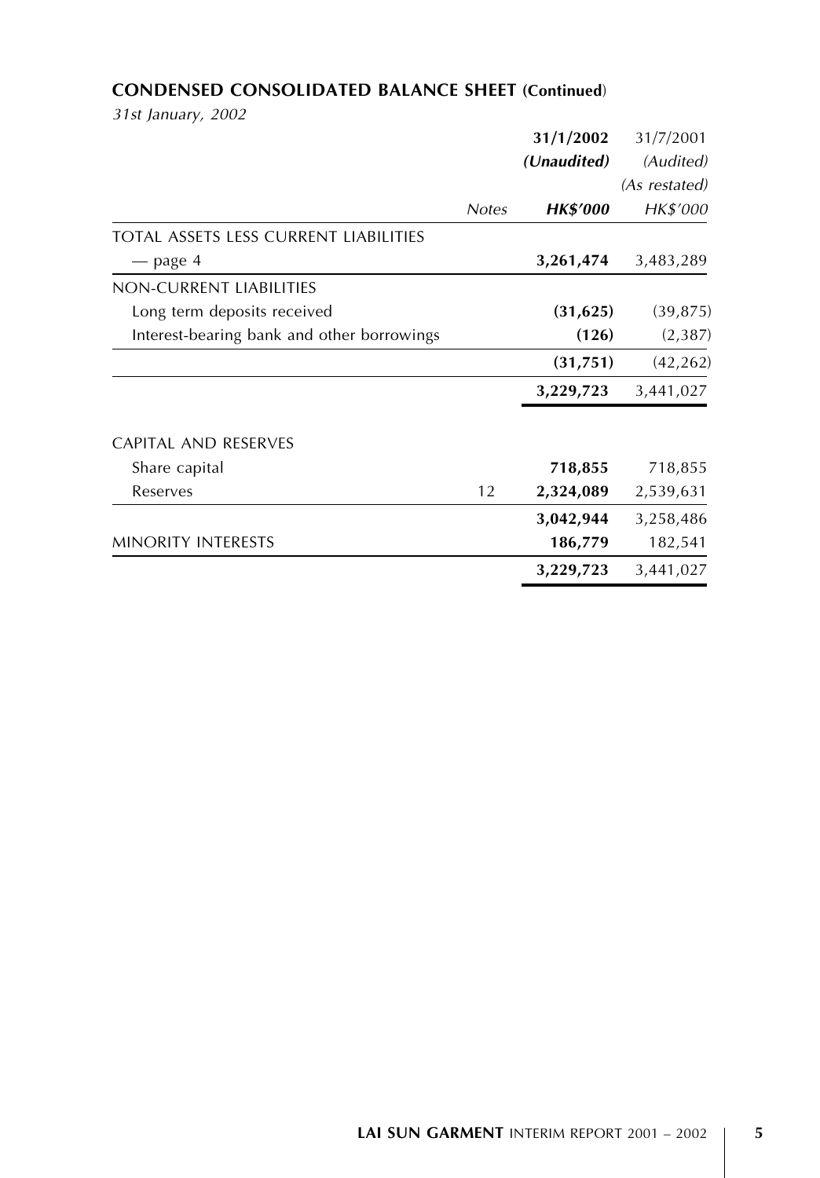## CONDENSED CONSOLIDATED BALANCE SHEET (Continued)

*31st January, 2002*

| | Notes | 31/1/2002 | 31/7/2001 |
|---|---|---|---|
| | | *(Unaudited)* | *(Audited)* |
| | | | *(As restated)* |
| | | ***HK$'000*** | *HK$'000* |
| TOTAL ASSETS LESS CURRENT LIABILITIES | | | |
| — page 4 | | **3,261,474** | 3,483,289 |
| NON-CURRENT LIABILITIES | | | |
| Long term deposits received | | **(31,625)** | (39,875) |
| Interest-bearing bank and other borrowings | | **(126)** | (2,387) |
| | | **(31,751)** | (42,262) |
| | | **3,229,723** | 3,441,027 |
| CAPITAL AND RESERVES | | | |
| Share capital | | **718,855** | 718,855 |
| Reserves | 12 | **2,324,089** | 2,539,631 |
| | | **3,042,944** | 3,258,486 |
| MINORITY INTERESTS | | **186,779** | 182,541 |
| | | **3,229,723** | 3,441,027 |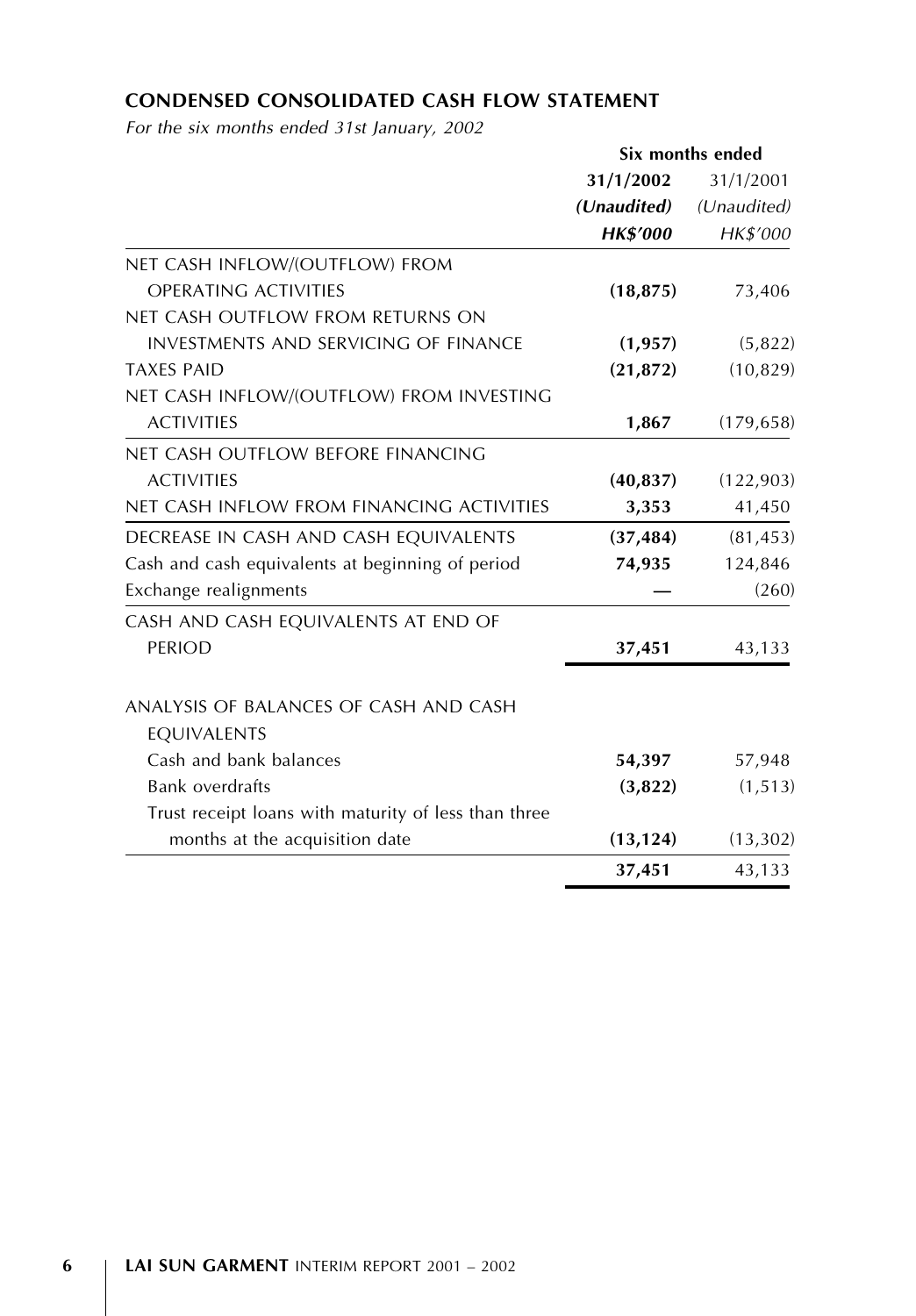## CONDENSED CONSOLIDATED CASH FLOW STATEMENT

*For the six months ended 31st January, 2002*

| | Six months ended | |
|---|---|---|
| | **31/1/2002** | 31/1/2001 |
| | ***(Unaudited)*** | *(Unaudited)* |
| | ***HK$'000*** | *HK$'000* |
| NET CASH INFLOW/(OUTFLOW) FROM OPERATING ACTIVITIES | **(18,875)** | 73,406 |
| NET CASH OUTFLOW FROM RETURNS ON INVESTMENTS AND SERVICING OF FINANCE | **(1,957)** | (5,822) |
| TAXES PAID | **(21,872)** | (10,829) |
| NET CASH INFLOW/(OUTFLOW) FROM INVESTING ACTIVITIES | **1,867** | (179,658) |
| NET CASH OUTFLOW BEFORE FINANCING ACTIVITIES | **(40,837)** | (122,903) |
| NET CASH INFLOW FROM FINANCING ACTIVITIES | **3,353** | 41,450 |
| DECREASE IN CASH AND CASH EQUIVALENTS | **(37,484)** | (81,453) |
| Cash and cash equivalents at beginning of period | **74,935** | 124,846 |
| Exchange realignments | **—** | (260) |
| CASH AND CASH EQUIVALENTS AT END OF PERIOD | **37,451** | 43,133 |
| | | |
| ANALYSIS OF BALANCES OF CASH AND CASH EQUIVALENTS | | |
| Cash and bank balances | **54,397** | 57,948 |
| Bank overdrafts | **(3,822)** | (1,513) |
| Trust receipt loans with maturity of less than three months at the acquisition date | **(13,124)** | (13,302) |
| | **37,451** | 43,133 |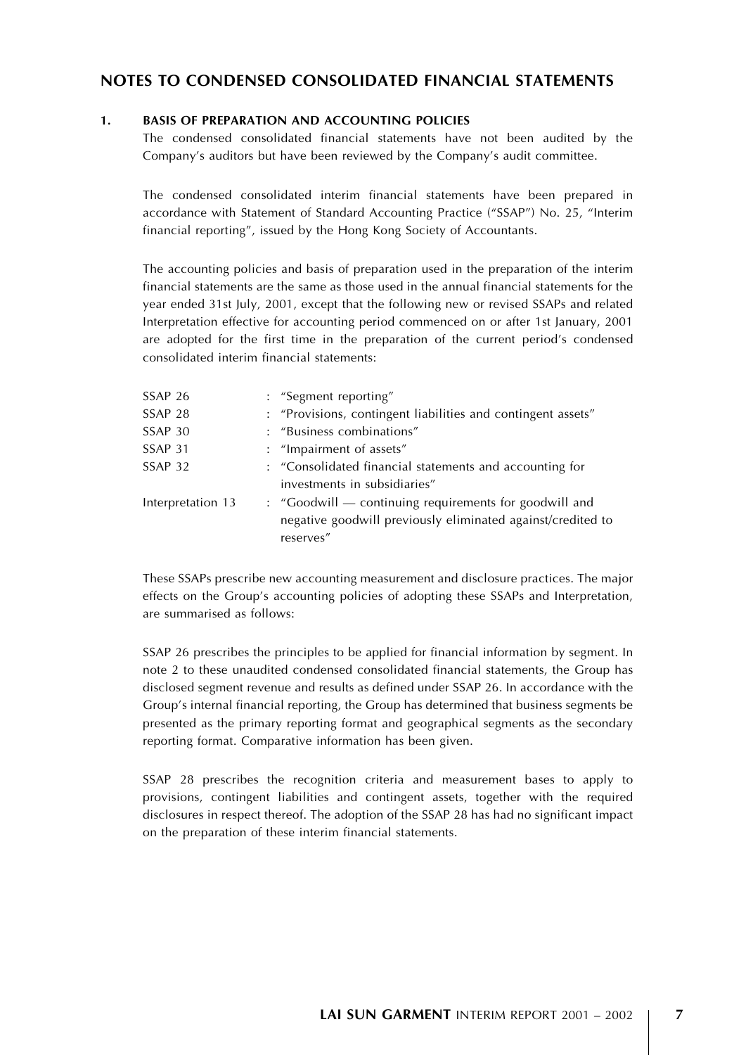# NOTES TO CONDENSED CONSOLIDATED FINANCIAL STATEMENTS

## 1. BASIS OF PREPARATION AND ACCOUNTING POLICIES

The condensed consolidated financial statements have not been audited by the Company's auditors but have been reviewed by the Company's audit committee.

The condensed consolidated interim financial statements have been prepared in accordance with Statement of Standard Accounting Practice ("SSAP") No. 25, "Interim financial reporting", issued by the Hong Kong Society of Accountants.

The accounting policies and basis of preparation used in the preparation of the interim financial statements are the same as those used in the annual financial statements for the year ended 31st July, 2001, except that the following new or revised SSAPs and related Interpretation effective for accounting period commenced on or after 1st January, 2001 are adopted for the first time in the preparation of the current period's condensed consolidated interim financial statements:

| | | |
|---|---|---|
| SSAP 26 | : | "Segment reporting" |
| SSAP 28 | : | "Provisions, contingent liabilities and contingent assets" |
| SSAP 30 | : | "Business combinations" |
| SSAP 31 | : | "Impairment of assets" |
| SSAP 32 | : | "Consolidated financial statements and accounting for investments in subsidiaries" |
| Interpretation 13 | : | "Goodwill — continuing requirements for goodwill and negative goodwill previously eliminated against/credited to reserves" |

These SSAPs prescribe new accounting measurement and disclosure practices. The major effects on the Group's accounting policies of adopting these SSAPs and Interpretation, are summarised as follows:

SSAP 26 prescribes the principles to be applied for financial information by segment. In note 2 to these unaudited condensed consolidated financial statements, the Group has disclosed segment revenue and results as defined under SSAP 26. In accordance with the Group's internal financial reporting, the Group has determined that business segments be presented as the primary reporting format and geographical segments as the secondary reporting format. Comparative information has been given.

SSAP 28 prescribes the recognition criteria and measurement bases to apply to provisions, contingent liabilities and contingent assets, together with the required disclosures in respect thereof. The adoption of the SSAP 28 has had no significant impact on the preparation of these interim financial statements.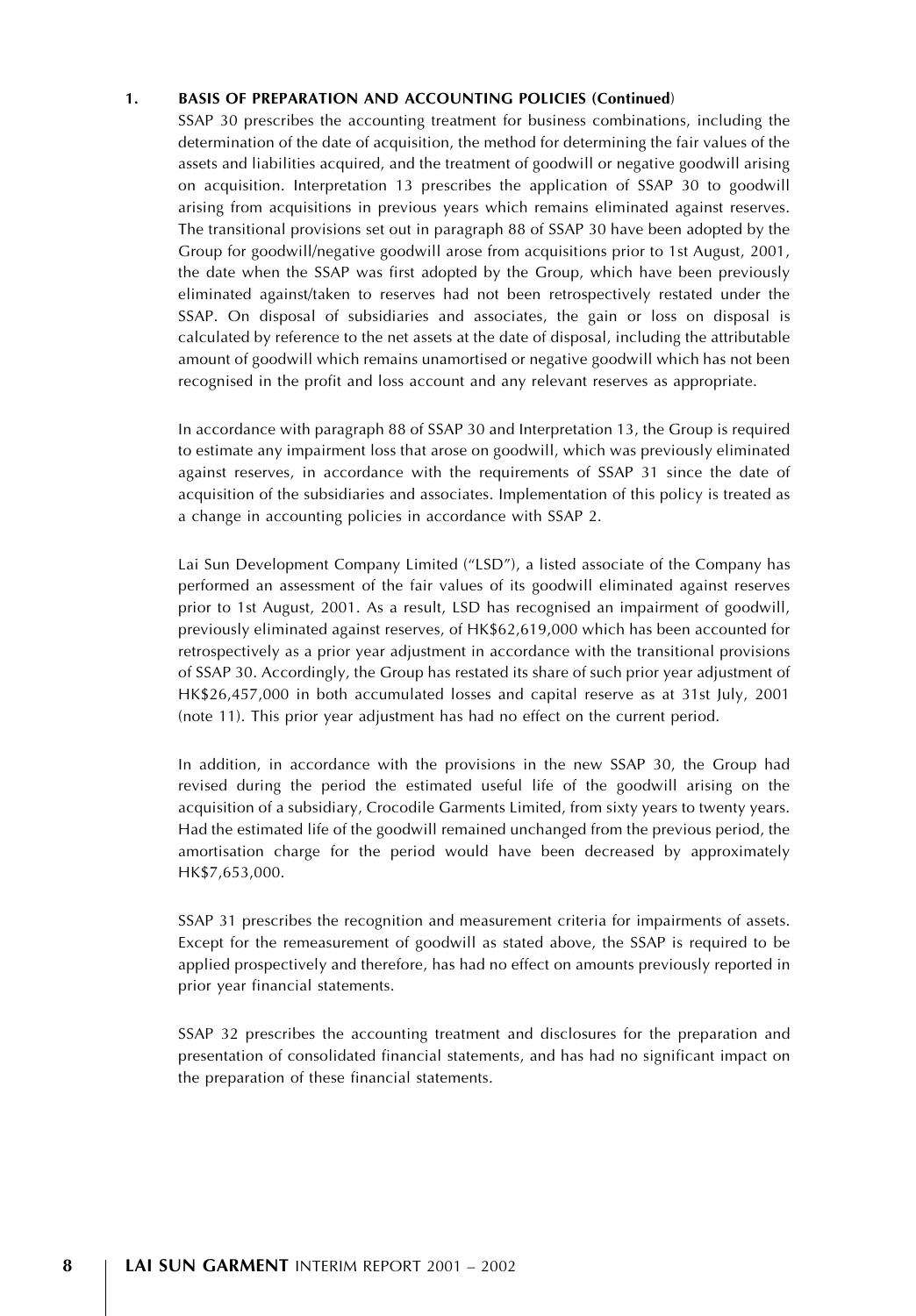**1. BASIS OF PREPARATION AND ACCOUNTING POLICIES (Continued)**

SSAP 30 prescribes the accounting treatment for business combinations, including the determination of the date of acquisition, the method for determining the fair values of the assets and liabilities acquired, and the treatment of goodwill or negative goodwill arising on acquisition. Interpretation 13 prescribes the application of SSAP 30 to goodwill arising from acquisitions in previous years which remains eliminated against reserves. The transitional provisions set out in paragraph 88 of SSAP 30 have been adopted by the Group for goodwill/negative goodwill arose from acquisitions prior to 1st August, 2001, the date when the SSAP was first adopted by the Group, which have been previously eliminated against/taken to reserves had not been retrospectively restated under the SSAP. On disposal of subsidiaries and associates, the gain or loss on disposal is calculated by reference to the net assets at the date of disposal, including the attributable amount of goodwill which remains unamortised or negative goodwill which has not been recognised in the profit and loss account and any relevant reserves as appropriate.

In accordance with paragraph 88 of SSAP 30 and Interpretation 13, the Group is required to estimate any impairment loss that arose on goodwill, which was previously eliminated against reserves, in accordance with the requirements of SSAP 31 since the date of acquisition of the subsidiaries and associates. Implementation of this policy is treated as a change in accounting policies in accordance with SSAP 2.

Lai Sun Development Company Limited ("LSD"), a listed associate of the Company has performed an assessment of the fair values of its goodwill eliminated against reserves prior to 1st August, 2001. As a result, LSD has recognised an impairment of goodwill, previously eliminated against reserves, of HK$62,619,000 which has been accounted for retrospectively as a prior year adjustment in accordance with the transitional provisions of SSAP 30. Accordingly, the Group has restated its share of such prior year adjustment of HK$26,457,000 in both accumulated losses and capital reserve as at 31st July, 2001 (note 11). This prior year adjustment has had no effect on the current period.

In addition, in accordance with the provisions in the new SSAP 30, the Group had revised during the period the estimated useful life of the goodwill arising on the acquisition of a subsidiary, Crocodile Garments Limited, from sixty years to twenty years. Had the estimated life of the goodwill remained unchanged from the previous period, the amortisation charge for the period would have been decreased by approximately HK$7,653,000.

SSAP 31 prescribes the recognition and measurement criteria for impairments of assets. Except for the remeasurement of goodwill as stated above, the SSAP is required to be applied prospectively and therefore, has had no effect on amounts previously reported in prior year financial statements.

SSAP 32 prescribes the accounting treatment and disclosures for the preparation and presentation of consolidated financial statements, and has had no significant impact on the preparation of these financial statements.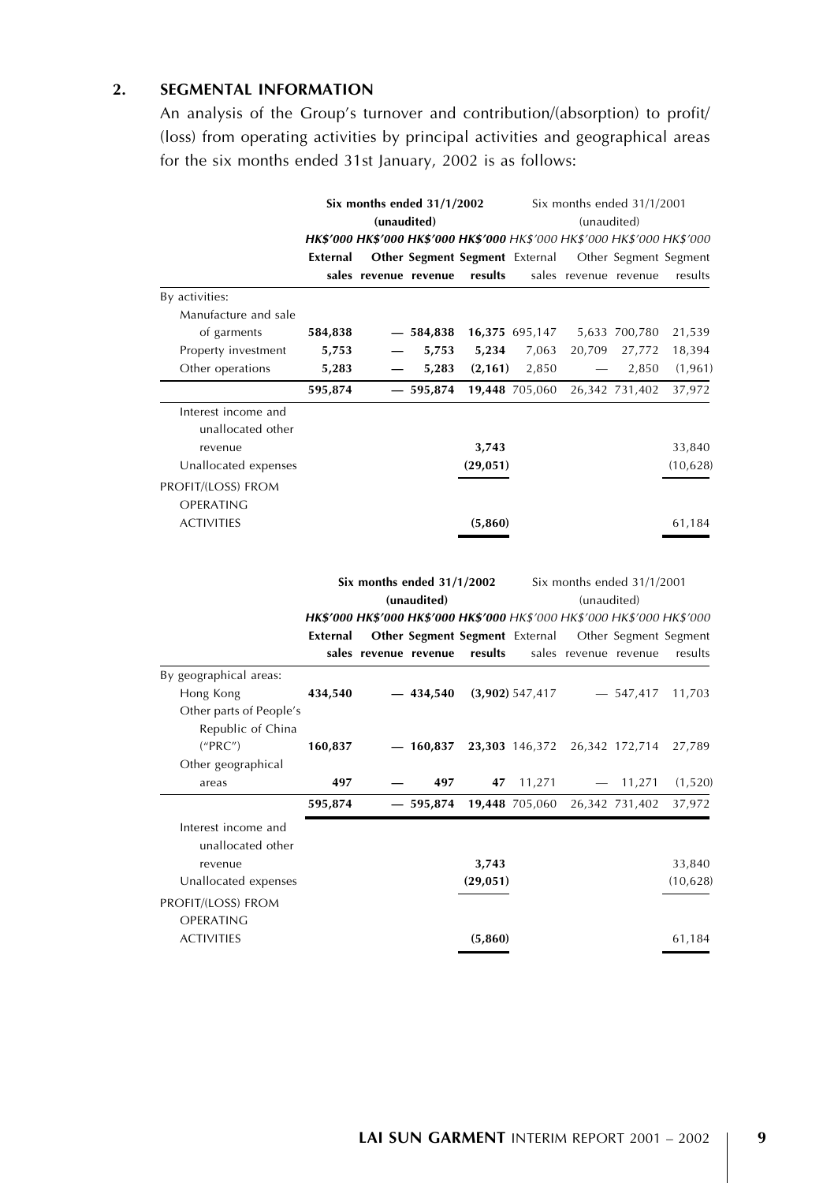## 2. SEGMENTAL INFORMATION

An analysis of the Group's turnover and contribution/(absorption) to profit/(loss) from operating activities by principal activities and geographical areas for the six months ended 31st January, 2002 is as follows:

| | Six months ended 31/1/2002 (unaudited) | | | | Six months ended 31/1/2001 (unaudited) | | | |
|---|---|---|---|---|---|---|---|---|
| | HK$'000 | HK$'000 | HK$'000 | HK$'000 | HK$'000 | HK$'000 | HK$'000 | HK$'000 |
| | External sales | Other revenue | Segment revenue | Segment results | External sales | Other revenue | Segment revenue | Segment results |
| By activities: | | | | | | | | |
| Manufacture and sale of garments | 584,838 | — | 584,838 | 16,375 | 695,147 | 5,633 | 700,780 | 21,539 |
| Property investment | 5,753 | — | 5,753 | 5,234 | 7,063 | 20,709 | 27,772 | 18,394 |
| Other operations | 5,283 | — | 5,283 | (2,161) | 2,850 | — | 2,850 | (1,961) |
| | 595,874 | — | 595,874 | 19,448 | 705,060 | 26,342 | 731,402 | 37,972 |
| Interest income and unallocated other revenue | | | | 3,743 | | | | 33,840 |
| Unallocated expenses | | | | (29,051) | | | | (10,628) |
| PROFIT/(LOSS) FROM OPERATING ACTIVITIES | | | | (5,860) | | | | 61,184 |

| | Six months ended 31/1/2002 (unaudited) | | | | Six months ended 31/1/2001 (unaudited) | | | |
|---|---|---|---|---|---|---|---|---|
| | HK$'000 | HK$'000 | HK$'000 | HK$'000 | HK$'000 | HK$'000 | HK$'000 | HK$'000 |
| | External sales | Other revenue | Segment revenue | Segment results | External sales | Other revenue | Segment revenue | Segment results |
| By geographical areas: | | | | | | | | |
| Hong Kong | 434,540 | — | 434,540 | (3,902) | 547,417 | — | 547,417 | 11,703 |
| Other parts of People's Republic of China ("PRC") | 160,837 | — | 160,837 | 23,303 | 146,372 | 26,342 | 172,714 | 27,789 |
| Other geographical areas | 497 | — | 497 | 47 | 11,271 | — | 11,271 | (1,520) |
| | 595,874 | — | 595,874 | 19,448 | 705,060 | 26,342 | 731,402 | 37,972 |
| Interest income and unallocated other revenue | | | | 3,743 | | | | 33,840 |
| Unallocated expenses | | | | (29,051) | | | | (10,628) |
| PROFIT/(LOSS) FROM OPERATING ACTIVITIES | | | | (5,860) | | | | 61,184 |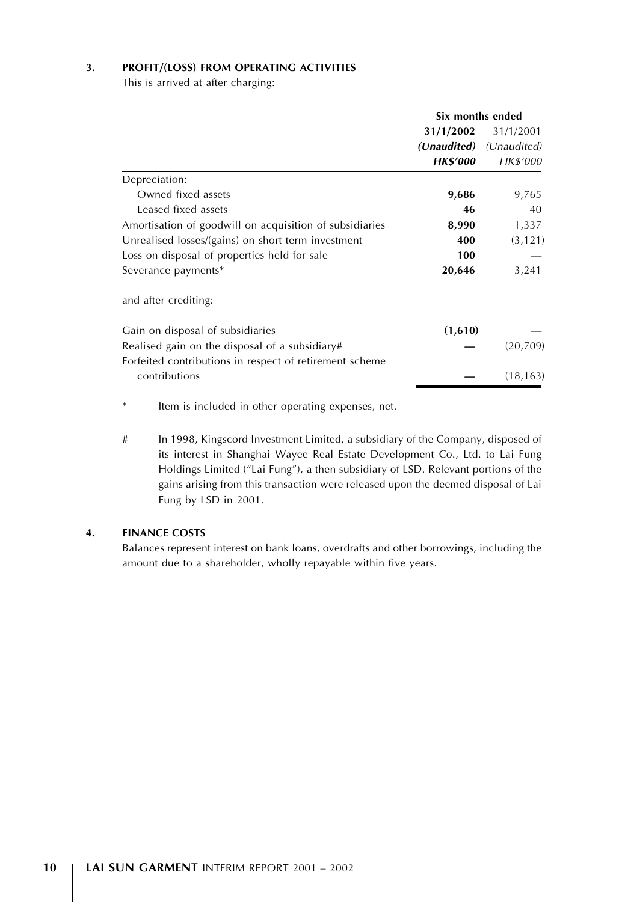### 3. PROFIT/(LOSS) FROM OPERATING ACTIVITIES

This is arrived at after charging:

| | Six months ended | |
|---|---|---|
| | **31/1/2002** | 31/1/2001 |
| | ***(Unaudited)*** | *(Unaudited)* |
| | ***HK$'000*** | *HK$'000* |
| Depreciation: | | |
| Owned fixed assets | **9,686** | 9,765 |
| Leased fixed assets | **46** | 40 |
| Amortisation of goodwill on acquisition of subsidiaries | **8,990** | 1,337 |
| Unrealised losses/(gains) on short term investment | **400** | (3,121) |
| Loss on disposal of properties held for sale | **100** | — |
| Severance payments* | **20,646** | 3,241 |
| and after crediting: | | |
| Gain on disposal of subsidiaries | **(1,610)** | — |
| Realised gain on the disposal of a subsidiary# | **—** | (20,709) |
| Forfeited contributions in respect of retirement scheme contributions | **—** | (18,163) |

\* Item is included in other operating expenses, net.

\# In 1998, Kingscord Investment Limited, a subsidiary of the Company, disposed of its interest in Shanghai Wayee Real Estate Development Co., Ltd. to Lai Fung Holdings Limited ("Lai Fung"), a then subsidiary of LSD. Relevant portions of the gains arising from this transaction were released upon the deemed disposal of Lai Fung by LSD in 2001.

### 4. FINANCE COSTS

Balances represent interest on bank loans, overdrafts and other borrowings, including the amount due to a shareholder, wholly repayable within five years.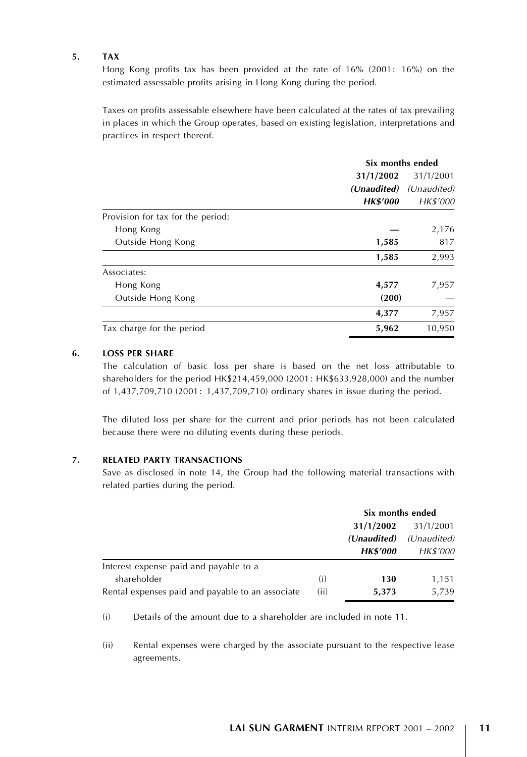## 5. TAX

Hong Kong profits tax has been provided at the rate of 16% (2001: 16%) on the estimated assessable profits arising in Hong Kong during the period.

Taxes on profits assessable elsewhere have been calculated at the rates of tax prevailing in places in which the Group operates, based on existing legislation, interpretations and practices in respect thereof.

| | Six months ended | |
|---|---|---|
| | **31/1/2002** | 31/1/2001 |
| | ***(Unaudited)*** | *(Unaudited)* |
| | ***HK$'000*** | *HK$'000* |
| Provision for tax for the period: | | |
| Hong Kong | **—** | 2,176 |
| Outside Hong Kong | **1,585** | 817 |
| | **1,585** | 2,993 |
| Associates: | | |
| Hong Kong | **4,577** | 7,957 |
| Outside Hong Kong | **(200)** | — |
| | **4,377** | 7,957 |
| Tax charge for the period | **5,962** | 10,950 |

## 6. LOSS PER SHARE

The calculation of basic loss per share is based on the net loss attributable to shareholders for the period HK$214,459,000 (2001: HK$633,928,000) and the number of 1,437,709,710 (2001: 1,437,709,710) ordinary shares in issue during the period.

The diluted loss per share for the current and prior periods has not been calculated because there were no diluting events during these periods.

## 7. RELATED PARTY TRANSACTIONS

Save as disclosed in note 14, the Group had the following material transactions with related parties during the period.

| | | Six months ended | |
|---|---|---|---|
| | | **31/1/2002** | 31/1/2001 |
| | | ***(Unaudited)*** | *(Unaudited)* |
| | | ***HK$'000*** | *HK$'000* |
| Interest expense paid and payable to a shareholder | (i) | **130** | 1,151 |
| Rental expenses paid and payable to an associate | (ii) | **5,373** | 5,739 |

(i) Details of the amount due to a shareholder are included in note 11.

(ii) Rental expenses were charged by the associate pursuant to the respective lease agreements.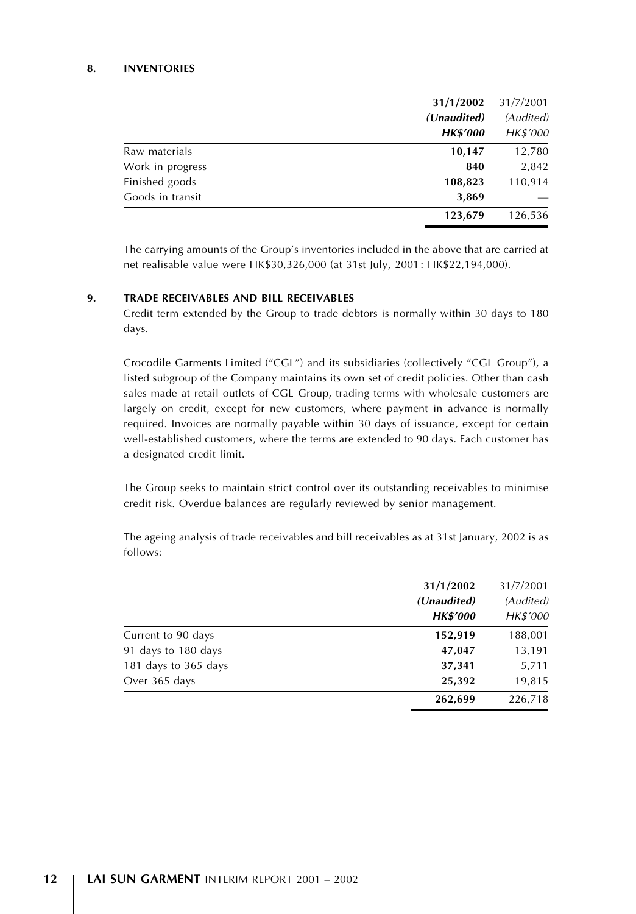## 8. INVENTORIES

| | **31/1/2002** | 31/7/2001 |
|---|---|---|
| | ***(Unaudited)*** | *(Audited)* |
| | ***HK$'000*** | *HK$'000* |
| Raw materials | **10,147** | 12,780 |
| Work in progress | **840** | 2,842 |
| Finished goods | **108,823** | 110,914 |
| Goods in transit | **3,869** | — |
| | **123,679** | 126,536 |

The carrying amounts of the Group's inventories included in the above that are carried at net realisable value were HK$30,326,000 (at 31st July, 2001: HK$22,194,000).

## 9. TRADE RECEIVABLES AND BILL RECEIVABLES

Credit term extended by the Group to trade debtors is normally within 30 days to 180 days.

Crocodile Garments Limited ("CGL") and its subsidiaries (collectively "CGL Group"), a listed subgroup of the Company maintains its own set of credit policies. Other than cash sales made at retail outlets of CGL Group, trading terms with wholesale customers are largely on credit, except for new customers, where payment in advance is normally required. Invoices are normally payable within 30 days of issuance, except for certain well-established customers, where the terms are extended to 90 days. Each customer has a designated credit limit.

The Group seeks to maintain strict control over its outstanding receivables to minimise credit risk. Overdue balances are regularly reviewed by senior management.

The ageing analysis of trade receivables and bill receivables as at 31st January, 2002 is as follows:

| | **31/1/2002** | 31/7/2001 |
|---|---|---|
| | ***(Unaudited)*** | *(Audited)* |
| | ***HK$'000*** | *HK$'000* |
| Current to 90 days | **152,919** | 188,001 |
| 91 days to 180 days | **47,047** | 13,191 |
| 181 days to 365 days | **37,341** | 5,711 |
| Over 365 days | **25,392** | 19,815 |
| | **262,699** | 226,718 |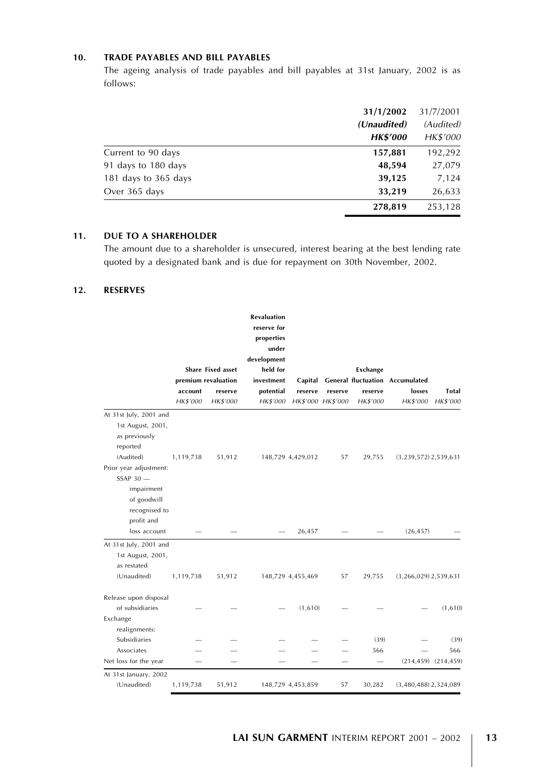## 10. TRADE PAYABLES AND BILL PAYABLES

The ageing analysis of trade payables and bill payables at 31st January, 2002 is as follows:

| | **31/1/2002** | 31/7/2001 |
|---|---|---|
| | ***(Unaudited)*** | *(Audited)* |
| | ***HK$'000*** | *HK$'000* |
| Current to 90 days | **157,881** | 192,292 |
| 91 days to 180 days | **48,594** | 27,079 |
| 181 days to 365 days | **39,125** | 7,124 |
| Over 365 days | **33,219** | 26,633 |
| | **278,819** | 253,128 |

## 11. DUE TO A SHAREHOLDER

The amount due to a shareholder is unsecured, interest bearing at the best lending rate quoted by a designated bank and is due for repayment on 30th November, 2002.

## 12. RESERVES

| | **Share premium account** | **Fixed asset revaluation reserve** | **Revaluation reserve for properties under development held for investment potential** | **Capital reserve** | **General reserve** | **Exchange fluctuation reserve** | **Accumulated losses** | **Total** |
|---|---|---|---|---|---|---|---|---|
| | *HK$'000* | *HK$'000* | *HK$'000* | *HK$'000* | *HK$'000* | *HK$'000* | *HK$'000* | *HK$'000* |
| At 31st July, 2001 and 1st August, 2001, as previously reported (Audited) | 1,119,738 | 51,912 | 148,729 | 4,429,012 | 57 | 29,755 | (3,239,572) | 2,539,631 |
| Prior year adjustment: SSAP 30 — impairment of goodwill recognised to profit and loss account | — | — | — | 26,457 | — | — | (26,457) | — |
| At 31st July, 2001 and 1st August, 2001, as restated (Unaudited) | 1,119,738 | 51,912 | 148,729 | 4,455,469 | 57 | 29,755 | (3,266,029) | 2,539,631 |
| Release upon disposal of subsidiaries | — | — | — | (1,610) | — | — | — | (1,610) |
| Exchange realignments: | | | | | | | | |
| Subsidiaries | — | — | — | — | — | (39) | — | (39) |
| Associates | — | — | — | — | — | 566 | — | 566 |
| Net loss for the year | — | — | — | — | — | — | (214,459) | (214,459) |
| At 31st January, 2002 (Unaudited) | 1,119,738 | 51,912 | 148,729 | 4,453,859 | 57 | 30,282 | (3,480,488) | 2,324,089 |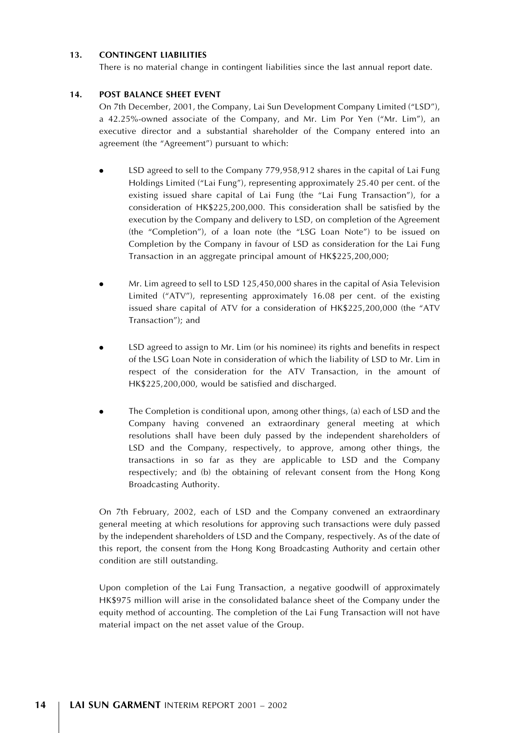### 13. CONTINGENT LIABILITIES

There is no material change in contingent liabilities since the last annual report date.

### 14. POST BALANCE SHEET EVENT

On 7th December, 2001, the Company, Lai Sun Development Company Limited ("LSD"), a 42.25%-owned associate of the Company, and Mr. Lim Por Yen ("Mr. Lim"), an executive director and a substantial shareholder of the Company entered into an agreement (the "Agreement") pursuant to which:

- LSD agreed to sell to the Company 779,958,912 shares in the capital of Lai Fung Holdings Limited ("Lai Fung"), representing approximately 25.40 per cent. of the existing issued share capital of Lai Fung (the "Lai Fung Transaction"), for a consideration of HK$225,200,000. This consideration shall be satisfied by the execution by the Company and delivery to LSD, on completion of the Agreement (the "Completion"), of a loan note (the "LSG Loan Note") to be issued on Completion by the Company in favour of LSD as consideration for the Lai Fung Transaction in an aggregate principal amount of HK$225,200,000;

- Mr. Lim agreed to sell to LSD 125,450,000 shares in the capital of Asia Television Limited ("ATV"), representing approximately 16.08 per cent. of the existing issued share capital of ATV for a consideration of HK$225,200,000 (the "ATV Transaction"); and

- LSD agreed to assign to Mr. Lim (or his nominee) its rights and benefits in respect of the LSG Loan Note in consideration of which the liability of LSD to Mr. Lim in respect of the consideration for the ATV Transaction, in the amount of HK$225,200,000, would be satisfied and discharged.

- The Completion is conditional upon, among other things, (a) each of LSD and the Company having convened an extraordinary general meeting at which resolutions shall have been duly passed by the independent shareholders of LSD and the Company, respectively, to approve, among other things, the transactions in so far as they are applicable to LSD and the Company respectively; and (b) the obtaining of relevant consent from the Hong Kong Broadcasting Authority.

On 7th February, 2002, each of LSD and the Company convened an extraordinary general meeting at which resolutions for approving such transactions were duly passed by the independent shareholders of LSD and the Company, respectively. As of the date of this report, the consent from the Hong Kong Broadcasting Authority and certain other condition are still outstanding.

Upon completion of the Lai Fung Transaction, a negative goodwill of approximately HK$975 million will arise in the consolidated balance sheet of the Company under the equity method of accounting. The completion of the Lai Fung Transaction will not have material impact on the net asset value of the Group.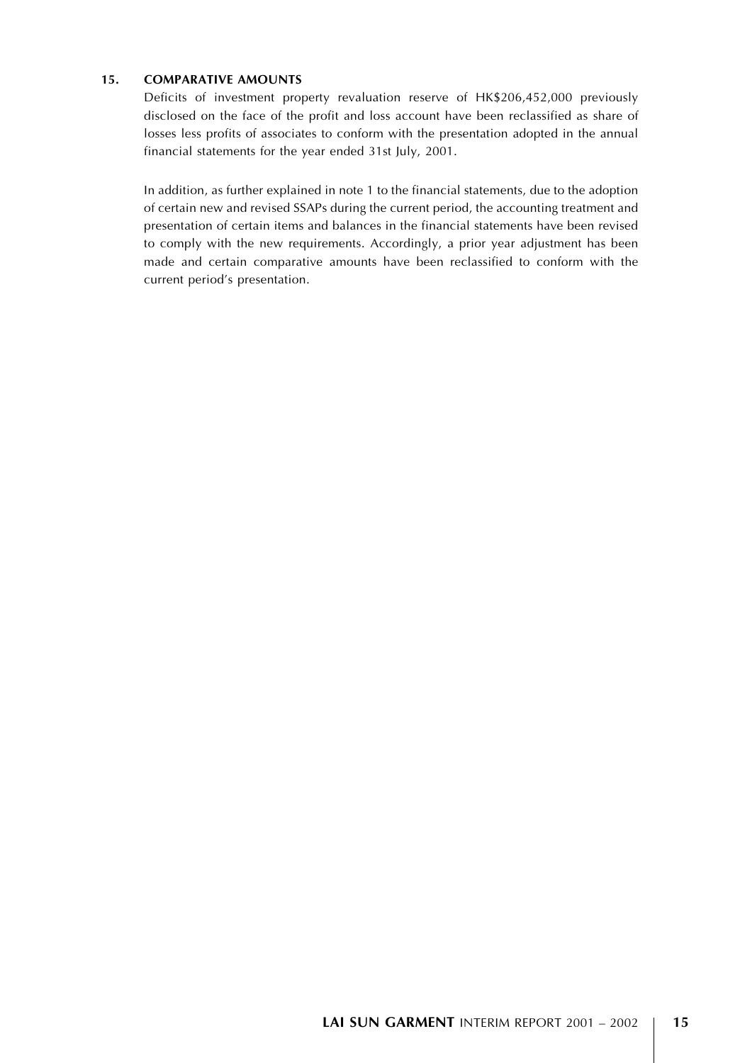## 15. COMPARATIVE AMOUNTS

Deficits of investment property revaluation reserve of HK$206,452,000 previously disclosed on the face of the profit and loss account have been reclassified as share of losses less profits of associates to conform with the presentation adopted in the annual financial statements for the year ended 31st July, 2001.

In addition, as further explained in note 1 to the financial statements, due to the adoption of certain new and revised SSAPs during the current period, the accounting treatment and presentation of certain items and balances in the financial statements have been revised to comply with the new requirements. Accordingly, a prior year adjustment has been made and certain comparative amounts have been reclassified to conform with the current period's presentation.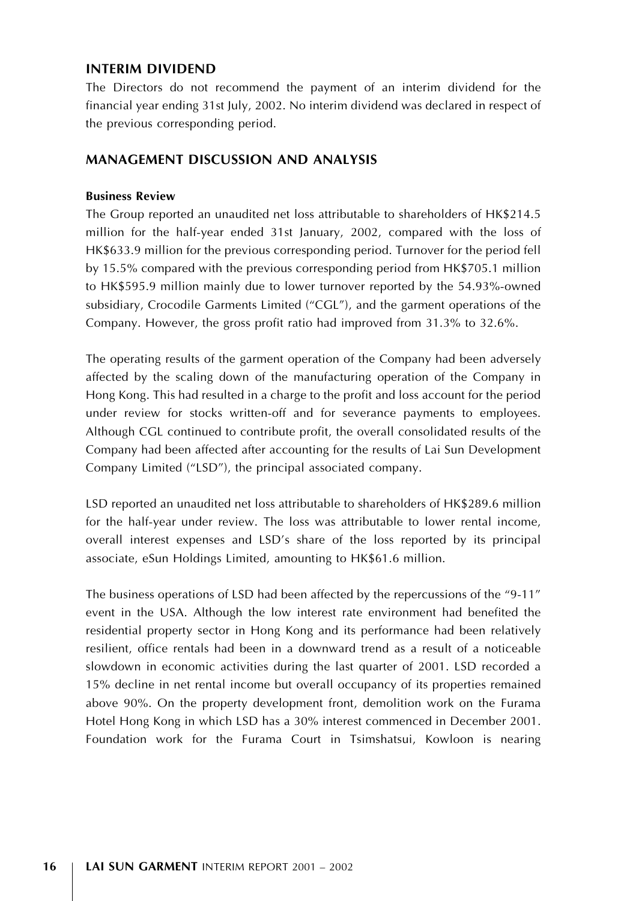## INTERIM DIVIDEND

The Directors do not recommend the payment of an interim dividend for the financial year ending 31st July, 2002. No interim dividend was declared in respect of the previous corresponding period.

## MANAGEMENT DISCUSSION AND ANALYSIS

### Business Review

The Group reported an unaudited net loss attributable to shareholders of HK$214.5 million for the half-year ended 31st January, 2002, compared with the loss of HK$633.9 million for the previous corresponding period. Turnover for the period fell by 15.5% compared with the previous corresponding period from HK$705.1 million to HK$595.9 million mainly due to lower turnover reported by the 54.93%-owned subsidiary, Crocodile Garments Limited ("CGL"), and the garment operations of the Company. However, the gross profit ratio had improved from 31.3% to 32.6%.

The operating results of the garment operation of the Company had been adversely affected by the scaling down of the manufacturing operation of the Company in Hong Kong. This had resulted in a charge to the profit and loss account for the period under review for stocks written-off and for severance payments to employees. Although CGL continued to contribute profit, the overall consolidated results of the Company had been affected after accounting for the results of Lai Sun Development Company Limited ("LSD"), the principal associated company.

LSD reported an unaudited net loss attributable to shareholders of HK$289.6 million for the half-year under review. The loss was attributable to lower rental income, overall interest expenses and LSD's share of the loss reported by its principal associate, eSun Holdings Limited, amounting to HK$61.6 million.

The business operations of LSD had been affected by the repercussions of the "9-11" event in the USA. Although the low interest rate environment had benefited the residential property sector in Hong Kong and its performance had been relatively resilient, office rentals had been in a downward trend as a result of a noticeable slowdown in economic activities during the last quarter of 2001. LSD recorded a 15% decline in net rental income but overall occupancy of its properties remained above 90%. On the property development front, demolition work on the Furama Hotel Hong Kong in which LSD has a 30% interest commenced in December 2001. Foundation work for the Furama Court in Tsimshatsui, Kowloon is nearing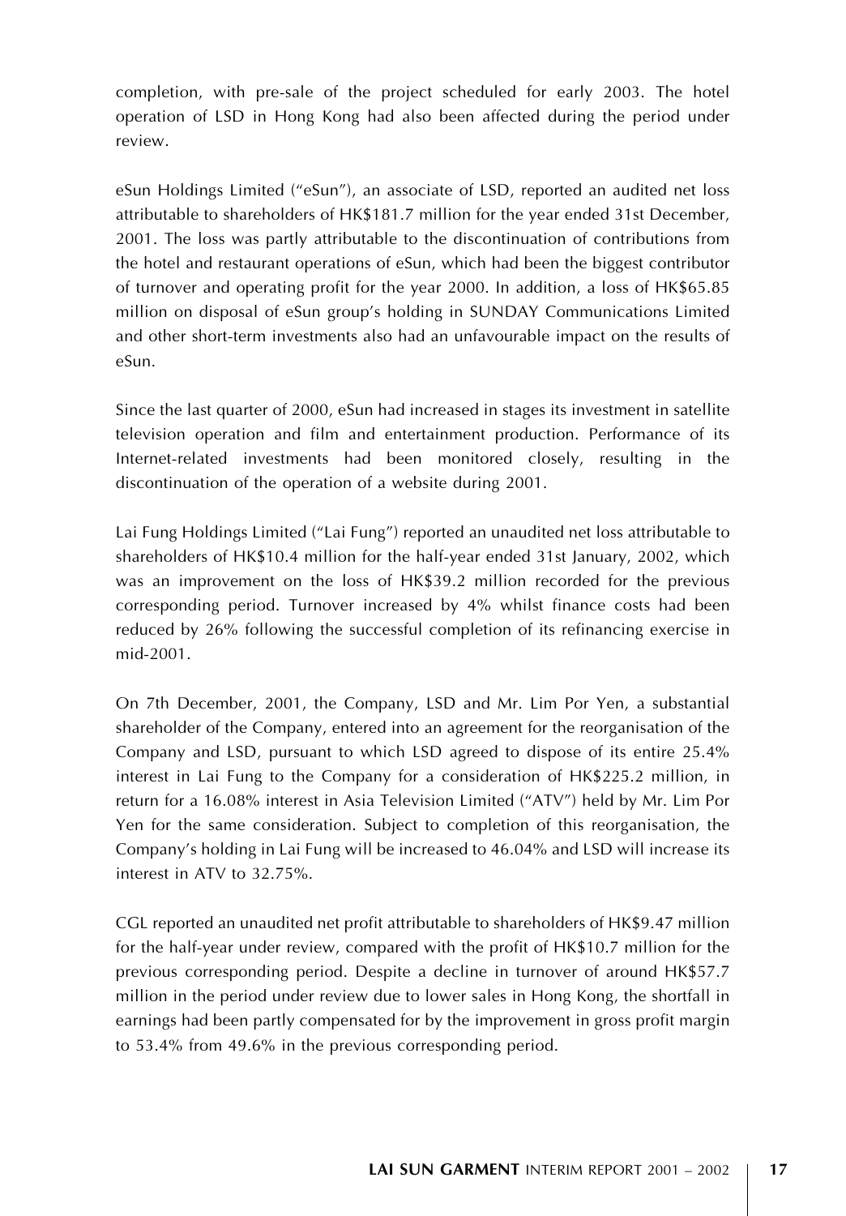completion, with pre-sale of the project scheduled for early 2003. The hotel operation of LSD in Hong Kong had also been affected during the period under review.

eSun Holdings Limited ("eSun"), an associate of LSD, reported an audited net loss attributable to shareholders of HK$181.7 million for the year ended 31st December, 2001. The loss was partly attributable to the discontinuation of contributions from the hotel and restaurant operations of eSun, which had been the biggest contributor of turnover and operating profit for the year 2000. In addition, a loss of HK$65.85 million on disposal of eSun group's holding in SUNDAY Communications Limited and other short-term investments also had an unfavourable impact on the results of eSun.

Since the last quarter of 2000, eSun had increased in stages its investment in satellite television operation and film and entertainment production. Performance of its Internet-related investments had been monitored closely, resulting in the discontinuation of the operation of a website during 2001.

Lai Fung Holdings Limited ("Lai Fung") reported an unaudited net loss attributable to shareholders of HK$10.4 million for the half-year ended 31st January, 2002, which was an improvement on the loss of HK$39.2 million recorded for the previous corresponding period. Turnover increased by 4% whilst finance costs had been reduced by 26% following the successful completion of its refinancing exercise in mid-2001.

On 7th December, 2001, the Company, LSD and Mr. Lim Por Yen, a substantial shareholder of the Company, entered into an agreement for the reorganisation of the Company and LSD, pursuant to which LSD agreed to dispose of its entire 25.4% interest in Lai Fung to the Company for a consideration of HK$225.2 million, in return for a 16.08% interest in Asia Television Limited ("ATV") held by Mr. Lim Por Yen for the same consideration. Subject to completion of this reorganisation, the Company's holding in Lai Fung will be increased to 46.04% and LSD will increase its interest in ATV to 32.75%.

CGL reported an unaudited net profit attributable to shareholders of HK$9.47 million for the half-year under review, compared with the profit of HK$10.7 million for the previous corresponding period. Despite a decline in turnover of around HK$57.7 million in the period under review due to lower sales in Hong Kong, the shortfall in earnings had been partly compensated for by the improvement in gross profit margin to 53.4% from 49.6% in the previous corresponding period.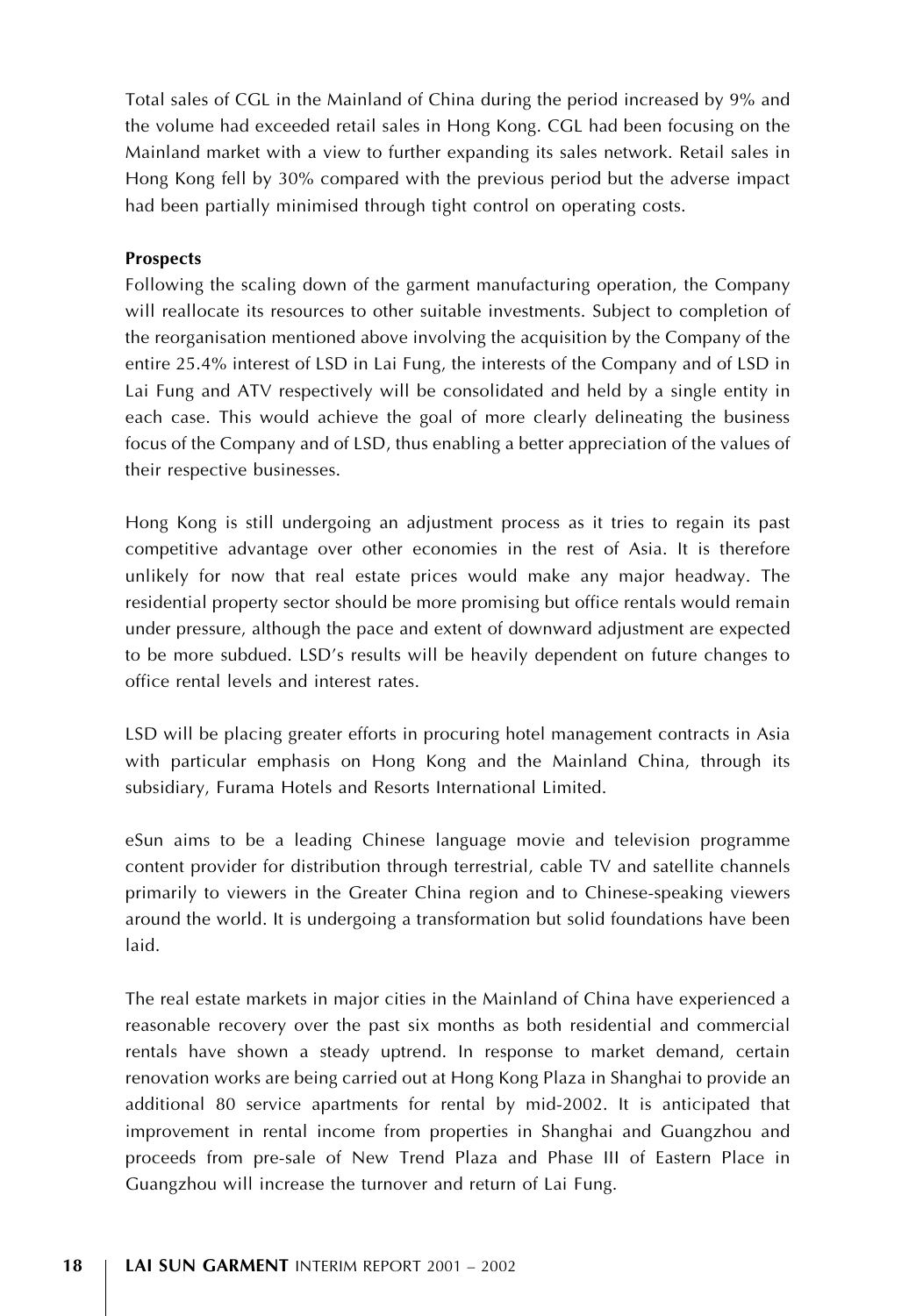Total sales of CGL in the Mainland of China during the period increased by 9% and the volume had exceeded retail sales in Hong Kong. CGL had been focusing on the Mainland market with a view to further expanding its sales network. Retail sales in Hong Kong fell by 30% compared with the previous period but the adverse impact had been partially minimised through tight control on operating costs.

**Prospects**

Following the scaling down of the garment manufacturing operation, the Company will reallocate its resources to other suitable investments. Subject to completion of the reorganisation mentioned above involving the acquisition by the Company of the entire 25.4% interest of LSD in Lai Fung, the interests of the Company and of LSD in Lai Fung and ATV respectively will be consolidated and held by a single entity in each case. This would achieve the goal of more clearly delineating the business focus of the Company and of LSD, thus enabling a better appreciation of the values of their respective businesses.

Hong Kong is still undergoing an adjustment process as it tries to regain its past competitive advantage over other economies in the rest of Asia. It is therefore unlikely for now that real estate prices would make any major headway. The residential property sector should be more promising but office rentals would remain under pressure, although the pace and extent of downward adjustment are expected to be more subdued. LSD's results will be heavily dependent on future changes to office rental levels and interest rates.

LSD will be placing greater efforts in procuring hotel management contracts in Asia with particular emphasis on Hong Kong and the Mainland China, through its subsidiary, Furama Hotels and Resorts International Limited.

eSun aims to be a leading Chinese language movie and television programme content provider for distribution through terrestrial, cable TV and satellite channels primarily to viewers in the Greater China region and to Chinese-speaking viewers around the world. It is undergoing a transformation but solid foundations have been laid.

The real estate markets in major cities in the Mainland of China have experienced a reasonable recovery over the past six months as both residential and commercial rentals have shown a steady uptrend. In response to market demand, certain renovation works are being carried out at Hong Kong Plaza in Shanghai to provide an additional 80 service apartments for rental by mid-2002. It is anticipated that improvement in rental income from properties in Shanghai and Guangzhou and proceeds from pre-sale of New Trend Plaza and Phase III of Eastern Place in Guangzhou will increase the turnover and return of Lai Fung.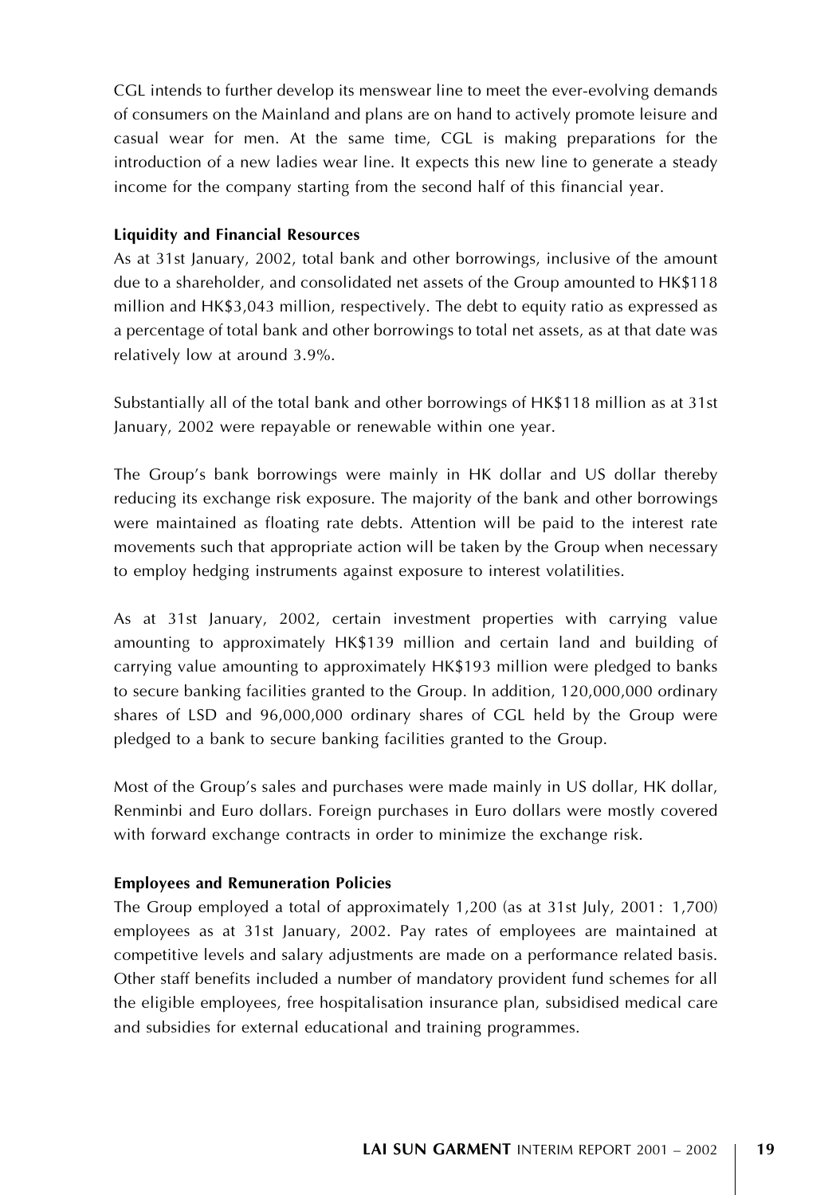CGL intends to further develop its menswear line to meet the ever-evolving demands of consumers on the Mainland and plans are on hand to actively promote leisure and casual wear for men. At the same time, CGL is making preparations for the introduction of a new ladies wear line. It expects this new line to generate a steady income for the company starting from the second half of this financial year.

**Liquidity and Financial Resources**

As at 31st January, 2002, total bank and other borrowings, inclusive of the amount due to a shareholder, and consolidated net assets of the Group amounted to HK$118 million and HK$3,043 million, respectively. The debt to equity ratio as expressed as a percentage of total bank and other borrowings to total net assets, as at that date was relatively low at around 3.9%.

Substantially all of the total bank and other borrowings of HK$118 million as at 31st January, 2002 were repayable or renewable within one year.

The Group's bank borrowings were mainly in HK dollar and US dollar thereby reducing its exchange risk exposure. The majority of the bank and other borrowings were maintained as floating rate debts. Attention will be paid to the interest rate movements such that appropriate action will be taken by the Group when necessary to employ hedging instruments against exposure to interest volatilities.

As at 31st January, 2002, certain investment properties with carrying value amounting to approximately HK$139 million and certain land and building of carrying value amounting to approximately HK$193 million were pledged to banks to secure banking facilities granted to the Group. In addition, 120,000,000 ordinary shares of LSD and 96,000,000 ordinary shares of CGL held by the Group were pledged to a bank to secure banking facilities granted to the Group.

Most of the Group's sales and purchases were made mainly in US dollar, HK dollar, Renminbi and Euro dollars. Foreign purchases in Euro dollars were mostly covered with forward exchange contracts in order to minimize the exchange risk.

**Employees and Remuneration Policies**

The Group employed a total of approximately 1,200 (as at 31st July, 2001: 1,700) employees as at 31st January, 2002. Pay rates of employees are maintained at competitive levels and salary adjustments are made on a performance related basis. Other staff benefits included a number of mandatory provident fund schemes for all the eligible employees, free hospitalisation insurance plan, subsidised medical care and subsidies for external educational and training programmes.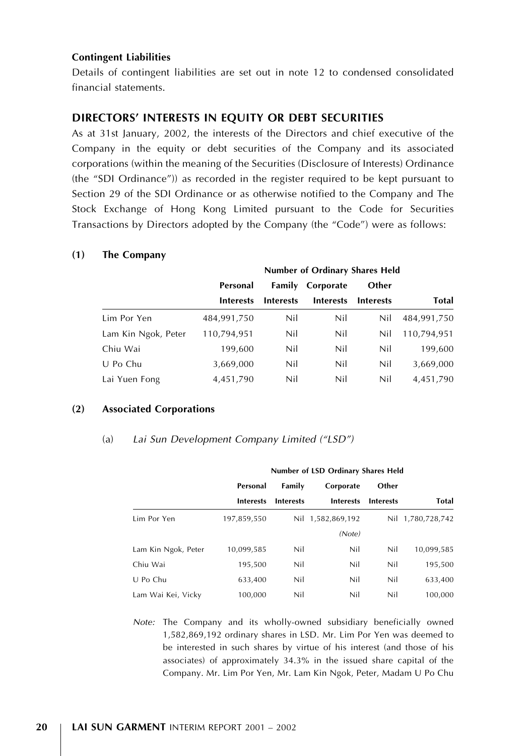**Contingent Liabilities**

Details of contingent liabilities are set out in note 12 to condensed consolidated financial statements.

## DIRECTORS' INTERESTS IN EQUITY OR DEBT SECURITIES

As at 31st January, 2002, the interests of the Directors and chief executive of the Company in the equity or debt securities of the Company and its associated corporations (within the meaning of the Securities (Disclosure of Interests) Ordinance (the "SDI Ordinance")) as recorded in the register required to be kept pursuant to Section 29 of the SDI Ordinance or as otherwise notified to the Company and The Stock Exchange of Hong Kong Limited pursuant to the Code for Securities Transactions by Directors adopted by the Company (the "Code") were as follows:

### (1) The Company

| | Number of Ordinary Shares Held | | | | |
|---|---|---|---|---|---|
| | Personal Interests | Family Interests | Corporate Interests | Other Interests | Total |
| Lim Por Yen | 484,991,750 | Nil | Nil | Nil | 484,991,750 |
| Lam Kin Ngok, Peter | 110,794,951 | Nil | Nil | Nil | 110,794,951 |
| Chiu Wai | 199,600 | Nil | Nil | Nil | 199,600 |
| U Po Chu | 3,669,000 | Nil | Nil | Nil | 3,669,000 |
| Lai Yuen Fong | 4,451,790 | Nil | Nil | Nil | 4,451,790 |

### (2) Associated Corporations

(a) *Lai Sun Development Company Limited ("LSD")*

| | Number of LSD Ordinary Shares Held | | | | |
|---|---|---|---|---|---|
| | Personal Interests | Family Interests | Corporate Interests | Other Interests | Total |
| Lim Por Yen | 197,859,550 | Nil | 1,582,869,192 *(Note)* | Nil | 1,780,728,742 |
| Lam Kin Ngok, Peter | 10,099,585 | Nil | Nil | Nil | 10,099,585 |
| Chiu Wai | 195,500 | Nil | Nil | Nil | 195,500 |
| U Po Chu | 633,400 | Nil | Nil | Nil | 633,400 |
| Lam Wai Kei, Vicky | 100,000 | Nil | Nil | Nil | 100,000 |

*Note:* The Company and its wholly-owned subsidiary beneficially owned 1,582,869,192 ordinary shares in LSD. Mr. Lim Por Yen was deemed to be interested in such shares by virtue of his interest (and those of his associates) of approximately 34.3% in the issued share capital of the Company. Mr. Lim Por Yen, Mr. Lam Kin Ngok, Peter, Madam U Po Chu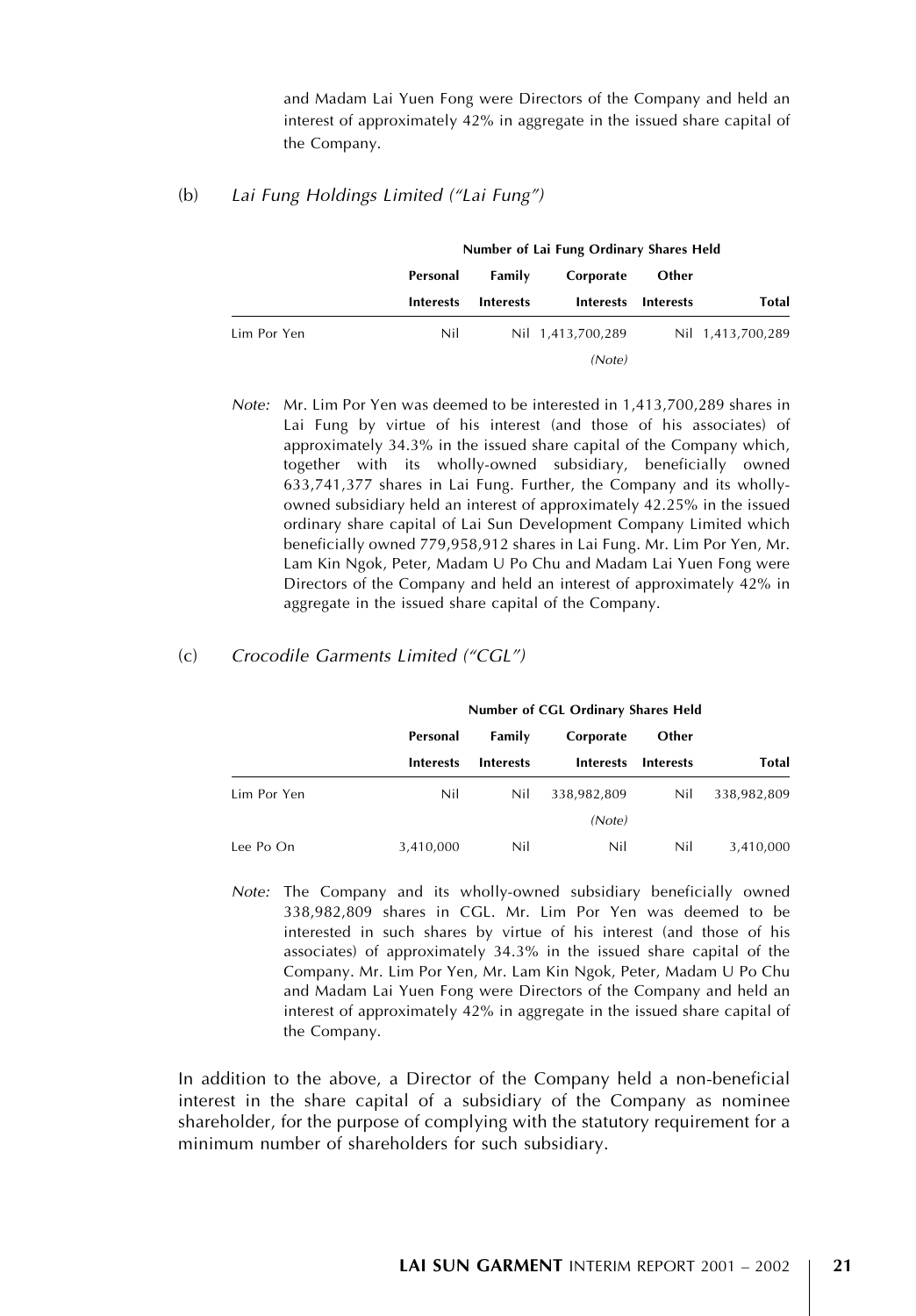and Madam Lai Yuen Fong were Directors of the Company and held an interest of approximately 42% in aggregate in the issued share capital of the Company.

(b) *Lai Fung Holdings Limited ("Lai Fung")*

| | Number of Lai Fung Ordinary Shares Held | | | | |
|---|---|---|---|---|---|
| | Personal Interests | Family Interests | Corporate Interests | Other Interests | Total |
| Lim Por Yen | Nil | Nil | 1,413,700,289 *(Note)* | Nil | 1,413,700,289 |

*Note:* Mr. Lim Por Yen was deemed to be interested in 1,413,700,289 shares in Lai Fung by virtue of his interest (and those of his associates) of approximately 34.3% in the issued share capital of the Company which, together with its wholly-owned subsidiary, beneficially owned 633,741,377 shares in Lai Fung. Further, the Company and its wholly-owned subsidiary held an interest of approximately 42.25% in the issued ordinary share capital of Lai Sun Development Company Limited which beneficially owned 779,958,912 shares in Lai Fung. Mr. Lim Por Yen, Mr. Lam Kin Ngok, Peter, Madam U Po Chu and Madam Lai Yuen Fong were Directors of the Company and held an interest of approximately 42% in aggregate in the issued share capital of the Company.

(c) *Crocodile Garments Limited ("CGL")*

| | Number of CGL Ordinary Shares Held | | | | |
|---|---|---|---|---|---|
| | Personal Interests | Family Interests | Corporate Interests | Other Interests | Total |
| Lim Por Yen | Nil | Nil | 338,982,809 *(Note)* | Nil | 338,982,809 |
| Lee Po On | 3,410,000 | Nil | Nil | Nil | 3,410,000 |

*Note:* The Company and its wholly-owned subsidiary beneficially owned 338,982,809 shares in CGL. Mr. Lim Por Yen was deemed to be interested in such shares by virtue of his interest (and those of his associates) of approximately 34.3% in the issued share capital of the Company. Mr. Lim Por Yen, Mr. Lam Kin Ngok, Peter, Madam U Po Chu and Madam Lai Yuen Fong were Directors of the Company and held an interest of approximately 42% in aggregate in the issued share capital of the Company.

In addition to the above, a Director of the Company held a non-beneficial interest in the share capital of a subsidiary of the Company as nominee shareholder, for the purpose of complying with the statutory requirement for a minimum number of shareholders for such subsidiary.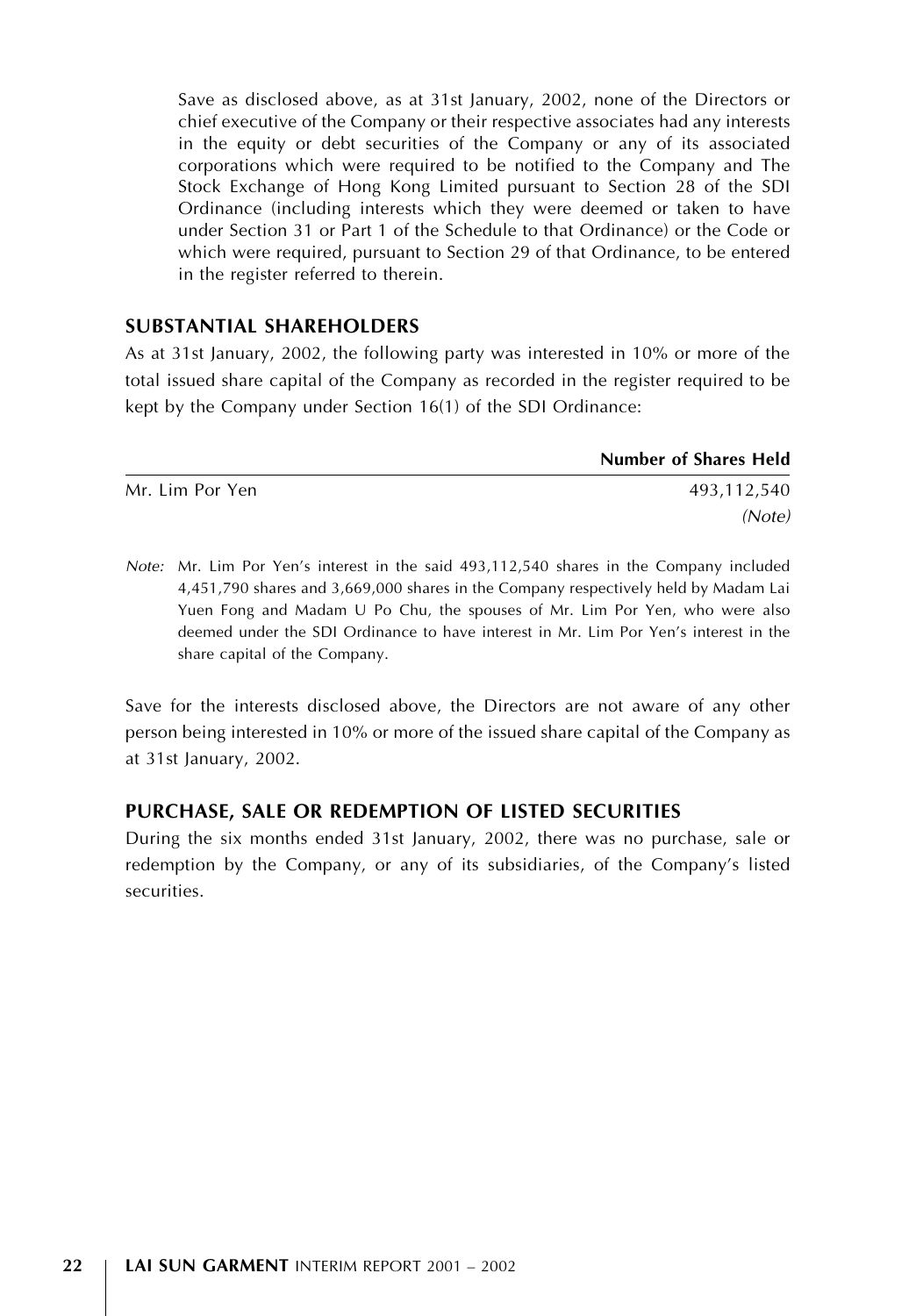Save as disclosed above, as at 31st January, 2002, none of the Directors or chief executive of the Company or their respective associates had any interests in the equity or debt securities of the Company or any of its associated corporations which were required to be notified to the Company and The Stock Exchange of Hong Kong Limited pursuant to Section 28 of the SDI Ordinance (including interests which they were deemed or taken to have under Section 31 or Part 1 of the Schedule to that Ordinance) or the Code or which were required, pursuant to Section 29 of that Ordinance, to be entered in the register referred to therein.

## SUBSTANTIAL SHAREHOLDERS

As at 31st January, 2002, the following party was interested in 10% or more of the total issued share capital of the Company as recorded in the register required to be kept by the Company under Section 16(1) of the SDI Ordinance:

| | Number of Shares Held |
|---|---|
| Mr. Lim Por Yen | 493,112,540 *(Note)* |

*Note:* Mr. Lim Por Yen's interest in the said 493,112,540 shares in the Company included 4,451,790 shares and 3,669,000 shares in the Company respectively held by Madam Lai Yuen Fong and Madam U Po Chu, the spouses of Mr. Lim Por Yen, who were also deemed under the SDI Ordinance to have interest in Mr. Lim Por Yen's interest in the share capital of the Company.

Save for the interests disclosed above, the Directors are not aware of any other person being interested in 10% or more of the issued share capital of the Company as at 31st January, 2002.

## PURCHASE, SALE OR REDEMPTION OF LISTED SECURITIES

During the six months ended 31st January, 2002, there was no purchase, sale or redemption by the Company, or any of its subsidiaries, of the Company's listed securities.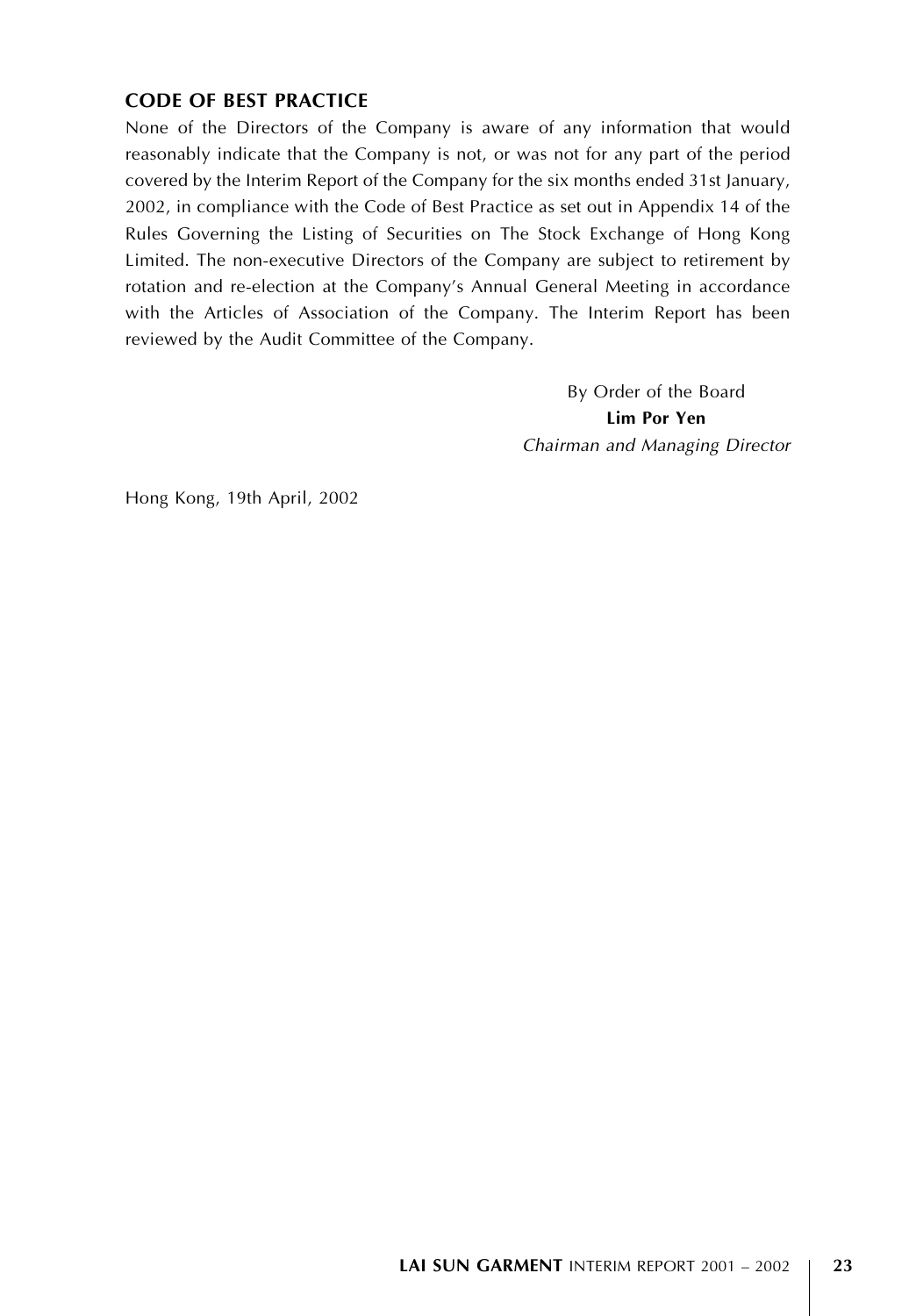## CODE OF BEST PRACTICE

None of the Directors of the Company is aware of any information that would reasonably indicate that the Company is not, or was not for any part of the period covered by the Interim Report of the Company for the six months ended 31st January, 2002, in compliance with the Code of Best Practice as set out in Appendix 14 of the Rules Governing the Listing of Securities on The Stock Exchange of Hong Kong Limited. The non-executive Directors of the Company are subject to retirement by rotation and re-election at the Company's Annual General Meeting in accordance with the Articles of Association of the Company. The Interim Report has been reviewed by the Audit Committee of the Company.

By Order of the Board
**Lim Por Yen**
*Chairman and Managing Director*

Hong Kong, 19th April, 2002